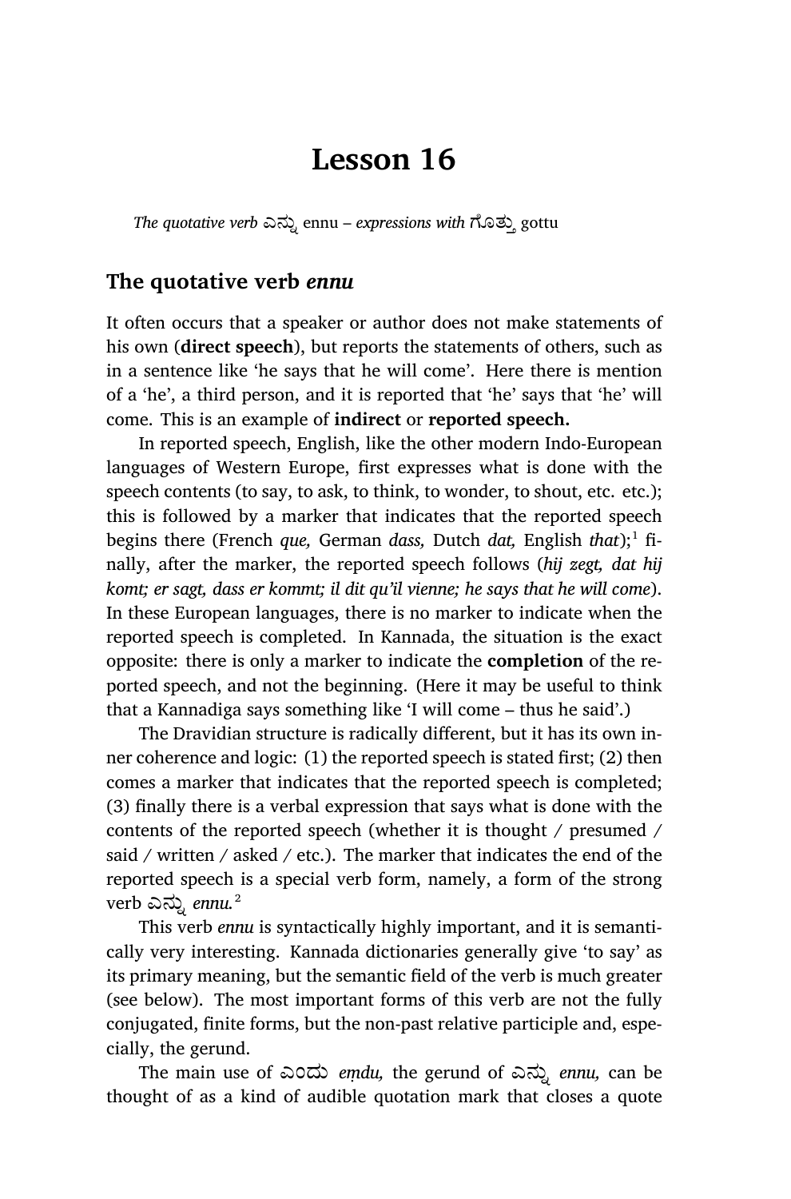# Lesson 16

*The quotative verb* ಎನ್ನು ennu – *expressions with* ಗೊತ್ತು gottu

## The quotative verb *ennu*

It often occurs that a speaker or author does not make statements of his own (**direct speech**), but reports the statements of others, such as in a sentence like 'he says that he will come'. Here there is mention of a 'he', a third person, and it is reported that 'he' says that 'he' will come. This is an example of **indirect** or **reported speech.**

In reported speech, English, like the other modern Indo-European languages of Western Europe, first expresses what is done with the speech contents (to say, to ask, to think, to wonder, to shout, etc. etc.); this is followed by a marker that indicates that the reported speech begins there (French *que,* German *dass,* Dutch *dat,* English *that*);[1] finally, after the marker, the reported speech follows (*hij zegt, dat hij komt; er sagt, dass er kommt; il dit qu'il vienne; he says that he will come*). In these European languages, there is no marker to indicate when the reported speech is completed. In Kannada, the situation is the exact opposite: there is only a marker to indicate the **completion** of the reported speech, and not the beginning. (Here it may be useful to think that a Kannadiga says something like 'I will come – thus he said'.)

The Dravidian structure is radically different, but it has its own inner coherence and logic: (1) the reported speech is stated first; (2) then comes a marker that indicates that the reported speech is completed; (3) finally there is a verbal expression that says what is done with the contents of the reported speech (whether it is thought / presumed / said / written / asked / etc.). The marker that indicates the end of the reported speech is a special verb form, namely, a form of the strong verb ಎನ್ನು *ennu.*[2]

This verb *ennu* is syntactically highly important, and it is semantically very interesting. Kannada dictionaries generally give 'to say' as its primary meaning, but the semantic field of the verb is much greater (see below). The most important forms of this verb are not the fully conjugated, finite forms, but the non-past relative participle and, especially, the gerund.

The main use of ಎಂದು *eṃdu,* the gerund of ಎನ್ನು *ennu,* can be thought of as a kind of audible quotation mark that closes a quote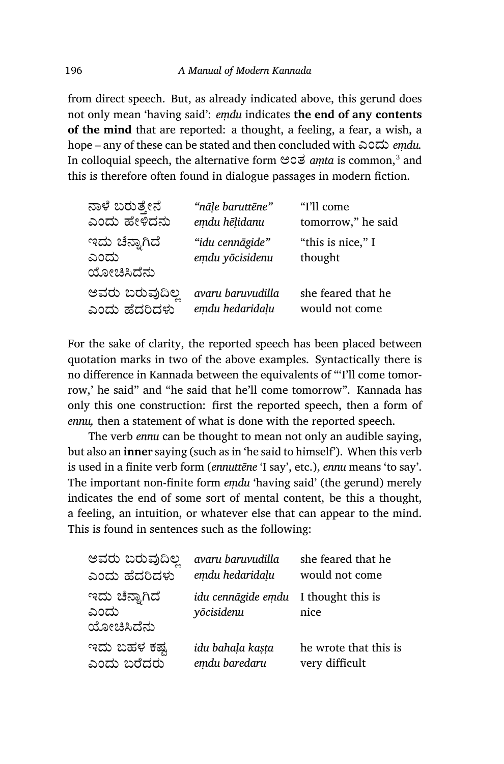from direct speech. But, as already indicated above, this gerund does not only mean 'having said': *eṃdu* indicates **the end of any contents of the mind** that are reported: a thought, a feeling, a fear, a wish, a hope – any of these can be stated and then concluded with ಎಂದು *eṃdu.* In colloquial speech, the alternative form ಅಂತ *aṃta* is common,[3] and this is therefore often found in dialogue passages in modern fiction.

| | | |
|---|---|---|
| ನಾಳೆ ಬರುತ್ತೇನೆ ಎಂದು ಹೇಳಿದನು | *"nāḷe baruttēne" eṃdu hēḷidanu* | "I'll come tomorrow," he said |
| ಇದು ಚೆನ್ನಾಗಿದೆ ಎಂದು ಯೋಚಿಸಿದೆನು | *"idu cennāgide" eṃdu yōcisidenu* | "this is nice," I thought |
| ಅವರು ಬರುವುದಿಲ್ಲ ಎಂದು ಹೆದರಿದಳು | *avaru baruvudilla eṃdu hedaridaḷu* | she feared that he would not come |

For the sake of clarity, the reported speech has been placed between quotation marks in two of the above examples. Syntactically there is no difference in Kannada between the equivalents of "'I'll come tomorrow,' he said" and "he said that he'll come tomorrow". Kannada has only this one construction: first the reported speech, then a form of *ennu,* then a statement of what is done with the reported speech.

The verb *ennu* can be thought to mean not only an audible saying, but also an **inner** saying (such as in 'he said to himself'). When this verb is used in a finite verb form (*ennuttēne* 'I say', etc.), *ennu* means 'to say'. The important non-finite form *eṃdu* 'having said' (the gerund) merely indicates the end of some sort of mental content, be this a thought, a feeling, an intuition, or whatever else that can appear to the mind. This is found in sentences such as the following:

| | | |
|---|---|---|
| ಅವರು ಬರುವುದಿಲ್ಲ ಎಂದು ಹೆದರಿದಳು | *avaru baruvudilla eṃdu hedaridaḷu* | she feared that he would not come |
| ಇದು ಚೆನ್ನಾಗಿದೆ ಎಂದು ಯೋಚಿಸಿದೆನು | *idu cennāgide eṃdu yōcisidenu* | I thought this is nice |
| ಇದು ಬಹಳ ಕಷ್ಟ ಎಂದು ಬರೆದರು | *idu bahaḷa kaṣṭa eṃdu baredaru* | he wrote that this is very difficult |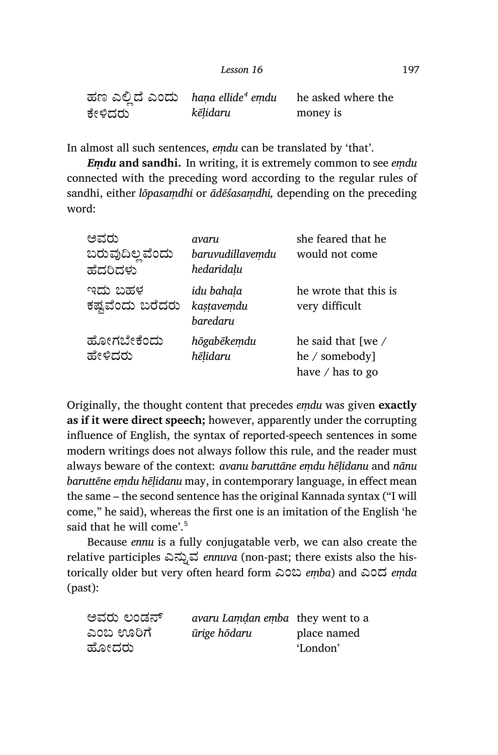| | | |
|---|---|---|
| ಹಣ ಎಲ್ಲಿದೆ ಎಂದು ಕೇಳಿದರು | *haṇa ellide*[4] *eṃdu kēḷidaru* | he asked where the money is |

In almost all such sentences, *eṃdu* can be translated by 'that'.

***Eṃdu* and sandhi.** In writing, it is extremely common to see *eṃdu* connected with the preceding word according to the regular rules of sandhi, either *lōpasaṃdhi* or *ādēśasaṃdhi,* depending on the preceding word:

| | | |
|---|---|---|
| ಅವರು ಬರುವುದಿಲ್ಲವೆಂದು ಹೆದರಿದಳು | *avaru baruvudillaveṃdu hedaridaḷu* | she feared that he would not come |
| ಇದು ಬಹಳ ಕಷ್ಟವೆಂದು ಬರೆದರು | *idu bahaḷa kaṣṭaveṃdu baredaru* | he wrote that this is very difficult |
| ಹೋಗಬೇಕೆಂದು ಹೇಳಿದರು | *hōgabēkeṃdu hēḷidaru* | he said that [we / he / somebody] have / has to go |

Originally, the thought content that precedes *eṃdu* was given **exactly as if it were direct speech;** however, apparently under the corrupting influence of English, the syntax of reported-speech sentences in some modern writings does not always follow this rule, and the reader must always beware of the context: *avanu baruttāne eṃdu hēḷidanu* and *nānu baruttēne eṃdu hēḷidanu* may, in contemporary language, in effect mean the same – the second sentence has the original Kannada syntax ("I will come," he said), whereas the first one is an imitation of the English 'he said that he will come'.[5]

Because *ennu* is a fully conjugatable verb, we can also create the relative participles ಎನ್ನುವ *ennuva* (non-past; there exists also the historically older but very often heard form ಎಂಬ *eṃba*) and ಎಂದ *eṃda* (past):

| | | |
|---|---|---|
| ಅವರು ಲಂಡನ್ ಎಂಬ ಊರಿಗೆ ಹೋದರು | *avaru Laṃḍan eṃba ūrige hōdaru* | they went to a place named 'London' |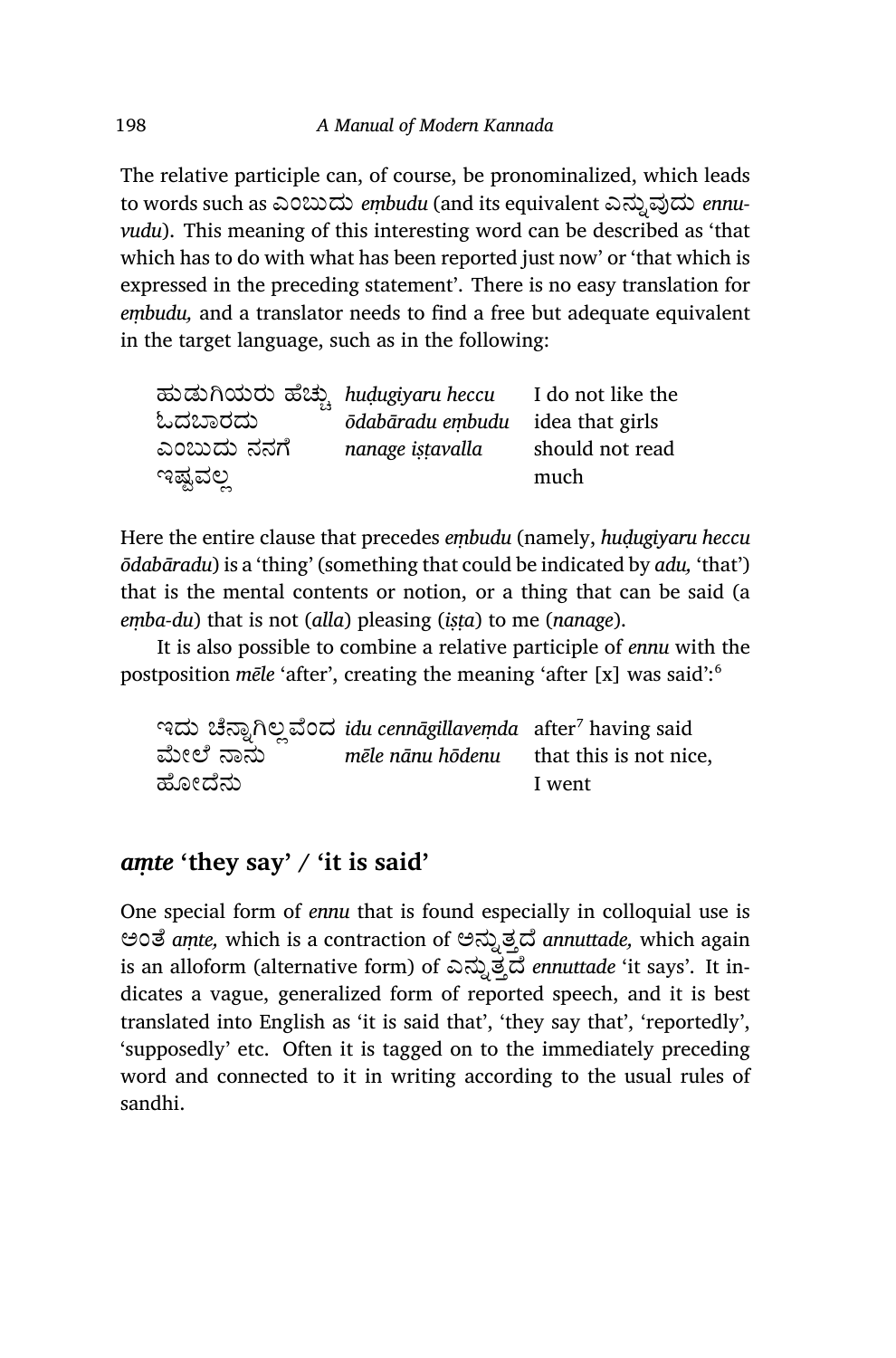The relative participle can, of course, be pronominalized, which leads to words such as ಎಂಬುದು *eṃbudu* (and its equivalent ಎನ್ನುವುದು *ennuvudu*). This meaning of this interesting word can be described as 'that which has to do with what has been reported just now' or 'that which is expressed in the preceding statement'. There is no easy translation for *eṃbudu,* and a translator needs to find a free but adequate equivalent in the target language, such as in the following:

| | | |
|---|---|---|
| ಹುಡುಗಿಯರು ಹೆಚ್ಚು ಓದಬಾರದು ಎಂಬುದು ನನಗೆ ಇಷ್ಟವಲ್ಲ | *huḍugiyaru heccu ōdabāradu eṃbudu nanage iṣṭavalla* | I do not like the idea that girls should not read much |

Here the entire clause that precedes *eṃbudu* (namely, *huḍugiyaru heccu ōdabāradu*) is a 'thing' (something that could be indicated by *adu,* 'that') that is the mental contents or notion, or a thing that can be said (a *eṃba-du*) that is not (*alla*) pleasing (*iṣṭa*) to me (*nanage*).

It is also possible to combine a relative participle of *ennu* with the postposition *mēle* 'after', creating the meaning 'after [x] was said':[6]

| | | |
|---|---|---|
| ಇದು ಚೆನ್ನಾಗಿಲ್ಲವೆಂದ ಮೇಲೆ ನಾನು ಹೋದೆನು | *idu cennāgillaveṃda mēle nānu hōdenu* | after[7] having said that this is not nice, I went |

## *aṃte* 'they say' / 'it is said'

One special form of *ennu* that is found especially in colloquial use is ಅಂತೆ *aṃte,* which is a contraction of ಅನ್ನುತ್ತದೆ *annuttade,* which again is an alloform (alternative form) of ಎನ್ನುತ್ತದೆ *ennuttade* 'it says'. It indicates a vague, generalized form of reported speech, and it is best translated into English as 'it is said that', 'they say that', 'reportedly', 'supposedly' etc. Often it is tagged on to the immediately preceding word and connected to it in writing according to the usual rules of sandhi.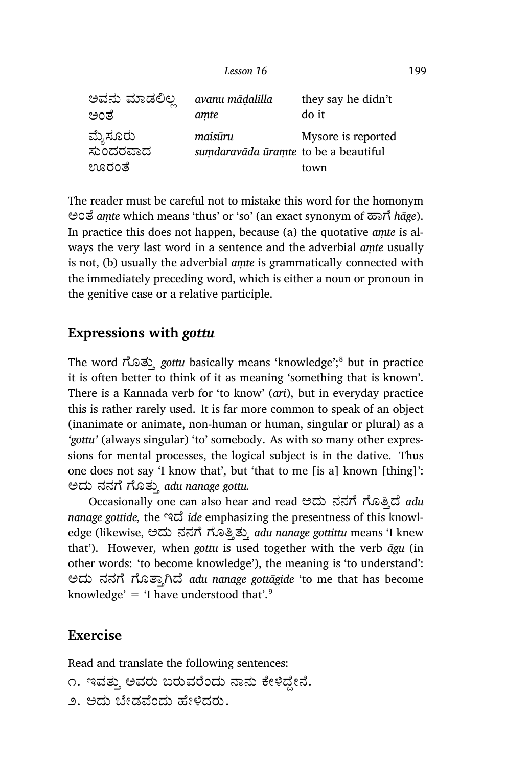| | | |
|---|---|---|
| ಅವನು ಮಾಡಲಿಲ್ಲ ಅಂತೆ | *avanu māḍalilla aṃte* | they say he didn't do it |
| ಮೈಸೂರು ಸುಂದರವಾದ ಊರಂತೆ | *maisūru suṃdaravāda ūraṃte* | Mysore is reported to be a beautiful town |

The reader must be careful not to mistake this word for the homonym ಅಂತೆ *aṃte* which means 'thus' or 'so' (an exact synonym of ಹಾಗೆ *hāge*). In practice this does not happen, because (a) the quotative *aṃte* is always the very last word in a sentence and the adverbial *aṃte* usually is not, (b) usually the adverbial *aṃte* is grammatically connected with the immediately preceding word, which is either a noun or pronoun in the genitive case or a relative participle.

## Expressions with *gottu*

The word ಗೊತ್ತು *gottu* basically means 'knowledge';[8] but in practice it is often better to think of it as meaning 'something that is known'. There is a Kannada verb for 'to know' (*ari*), but in everyday practice this is rather rarely used. It is far more common to speak of an object (inanimate or animate, non-human or human, singular or plural) as a *'gottu'* (always singular) 'to' somebody. As with so many other expressions for mental processes, the logical subject is in the dative. Thus one does not say 'I know that', but 'that to me [is a] known [thing]': ಅದು ನನಗೆ ಗೊತ್ತು *adu nanage gottu.*

Occasionally one can also hear and read ಅದು ನನಗೆ ಗೊತ್ತಿದೆ *adu nanage gottide,* the ಇದೆ *ide* emphasizing the presentness of this knowledge (likewise, ಅದು ನನಗೆ ಗೊತ್ತಿತ್ತು *adu nanage gottittu* means 'I knew that'). However, when *gottu* is used together with the verb *āgu* (in other words: 'to become knowledge'), the meaning is 'to understand': ಅದು ನನಗೆ ಗೊತ್ತಾಗಿದೆ *adu nanage gottāgide* 'to me that has become knowledge' = 'I have understood that'.[9]

## Exercise

Read and translate the following sentences:

೧. ಇವತ್ತು ಅವರು ಬರುವರೆಂದು ನಾನು ಕೇಳಿದ್ದೇನೆ.

೨. ಅದು ಬೇಡವೆಂದು ಹೇಳಿದರು.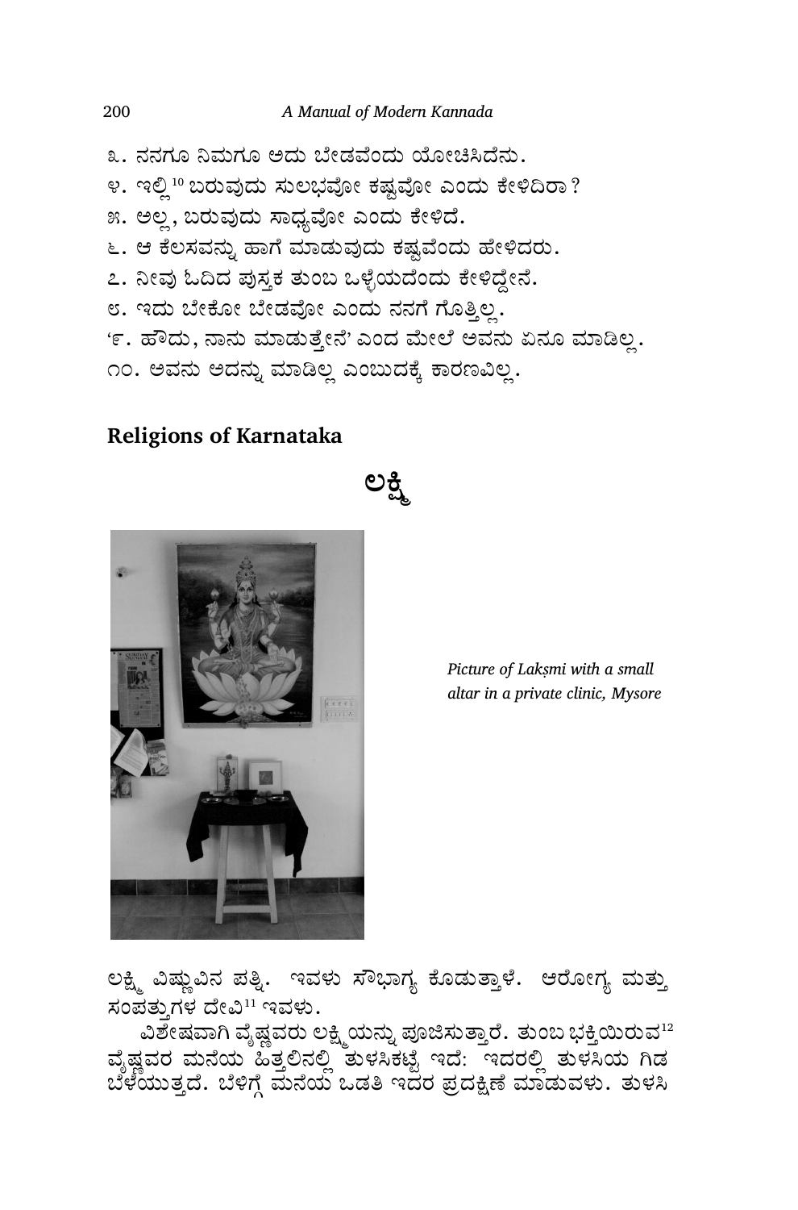೩. ನನಗೂ ನಿಮಗೂ ಅದು ಬೇಡವೆಂದು ಯೋಚಿಸಿದೆನು.

೪. ಇಲ್ಲಿ[10] ಬರುವುದು ಸುಲಭವೋ ಕಷ್ಟವೋ ಎಂದು ಕೇಳಿದಿರಾ?

೫. ಅಲ್ಲ, ಬರುವುದು ಸಾಧ್ಯವೋ ಎಂದು ಕೇಳಿದೆ.

೬. ಆ ಕೆಲಸವನ್ನು ಹಾಗೆ ಮಾಡುವುದು ಕಷ್ಟವೆಂದು ಹೇಳಿದರು.

೭. ನೀವು ಓದಿದ ಪುಸ್ತಕ ತುಂಬ ಒಳ್ಳೆಯದೆಂದು ಕೇಳಿದ್ದೇನೆ.

೮. ಇದು ಬೇಕೋ ಬೇಡವೋ ಎಂದು ನನಗೆ ಗೊತ್ತಿಲ್ಲ.

'೯. ಹೌದು, ನಾನು ಮಾಡುತ್ತೇನೆ' ಎಂದ ಮೇಲೆ ಅವನು ಏನೂ ಮಾಡಿಲ್ಲ.

೧೦. ಅವನು ಅದನ್ನು ಮಾಡಿಲ್ಲ ಎಂಬುದಕ್ಕೆ ಕಾರಣವಿಲ್ಲ.

## Religions of Karnataka

### ಲಕ್ಷ್ಮಿ

*Picture of Lakṣmi with a small altar in a private clinic, Mysore*

ಲಕ್ಷ್ಮಿ ವಿಷ್ಣುವಿನ ಪತ್ನಿ. ಇವಳು ಸೌಭಾಗ್ಯ ಕೊಡುತ್ತಾಳೆ. ಆರೋಗ್ಯ ಮತ್ತು ಸಂಪತ್ತುಗಳ ದೇವಿ[11] ಇವಳು.

ವಿಶೇಷವಾಗಿ ವೈಷ್ಣವರು ಲಕ್ಷ್ಮಿಯನ್ನು ಪೂಜಿಸುತ್ತಾರೆ. ತುಂಬ ಭಕ್ತಿಯಿರುವ[12] ವೈಷ್ಣವರ ಮನೆಯ ಹಿತ್ತಲಿನಲ್ಲಿ ತುಳಸಿಕಟ್ಟೆ ಇದೆ: ಇದರಲ್ಲಿ ತುಳಸಿಯ ಗಿಡ ಬೆಳೆಯುತ್ತದೆ. ಬೆಳಿಗ್ಗೆ ಮನೆಯ ಒಡತಿ ಇದರ ಪ್ರದಕ್ಷಿಣೆ ಮಾಡುವಳು. ತುಳಸಿ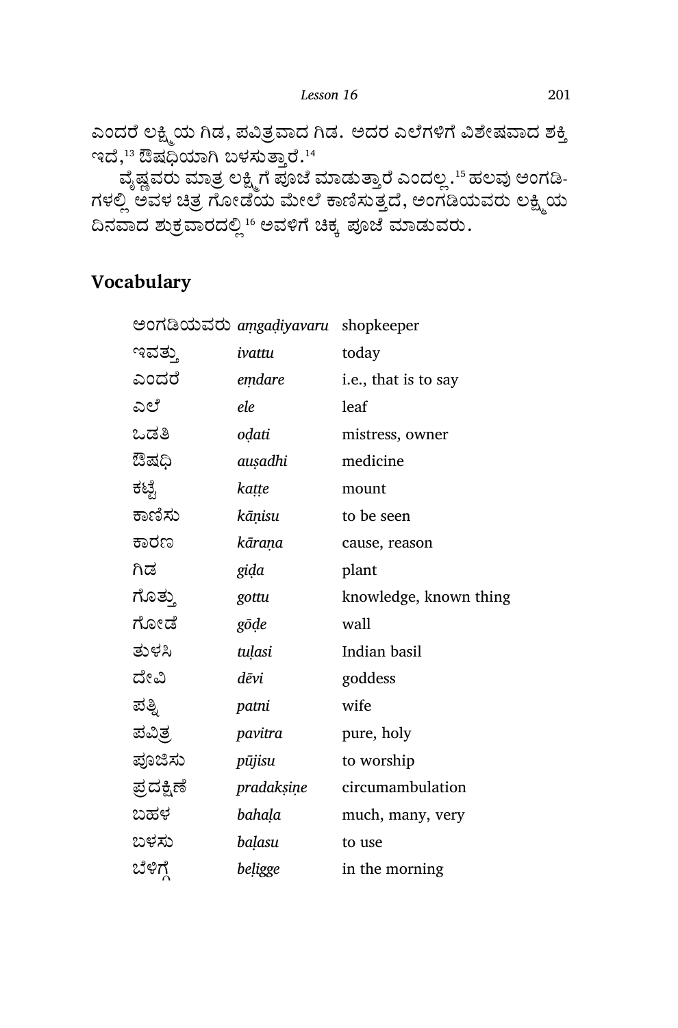ಎಂದರೆ ಲಕ್ಷ್ಮಿಯ ಗಿಡ, ಪವಿತ್ರವಾದ ಗಿಡ. ಅದರ ಎಲೆಗಳಿಗೆ ವಿಶೇಷವಾದ ಶಕ್ತಿ ಇದೆ,[13] ಔಷಧಿಯಾಗಿ ಬಳಸುತ್ತಾರೆ.[14]

ವೈಷ್ಣವರು ಮಾತ್ರ ಲಕ್ಷ್ಮಿಗೆ ಪೂಜೆ ಮಾಡುತ್ತಾರೆ ಎಂದಲ್ಲ.[15] ಹಲವು ಅಂಗಡಿಗಳಲ್ಲಿ ಅವಳ ಚಿತ್ರ ಗೋಡೆಯ ಮೇಲೆ ಕಾಣಿಸುತ್ತದೆ, ಅಂಗಡಿಯವರು ಲಕ್ಷ್ಮಿಯ ದಿನವಾದ ಶುಕ್ರವಾರದಲ್ಲಿ[16] ಅವಳಿಗೆ ಚಿಕ್ಕ ಪೂಜೆ ಮಾಡುವರು.

## Vocabulary

| | | |
|---|---|---|
| ಅಂಗಡಿಯವರು | *aṃgaḍiyavaru* | shopkeeper |
| ಇವತ್ತು | *ivattu* | today |
| ಎಂದರೆ | *eṃdare* | i.e., that is to say |
| ಎಲೆ | *ele* | leaf |
| ಒಡತಿ | *oḍati* | mistress, owner |
| ಔಷಧಿ | *auṣadhi* | medicine |
| ಕಟ್ಟೆ | *kaṭṭe* | mount |
| ಕಾಣಿಸು | *kāṇisu* | to be seen |
| ಕಾರಣ | *kāraṇa* | cause, reason |
| ಗಿಡ | *giḍa* | plant |
| ಗೊತ್ತು | *gottu* | knowledge, known thing |
| ಗೋಡೆ | *gōḍe* | wall |
| ತುಳಸಿ | *tuḷasi* | Indian basil |
| ದೇವಿ | *dēvi* | goddess |
| ಪತ್ನಿ | *patni* | wife |
| ಪವಿತ್ರ | *pavitra* | pure, holy |
| ಪೂಜಿಸು | *pūjisu* | to worship |
| ಪ್ರದಕ್ಷಿಣೆ | *pradakṣiṇe* | circumambulation |
| ಬಹಳ | *bahaḷa* | much, many, very |
| ಬಳಸು | *baḷasu* | to use |
| ಬೆಳಿಗ್ಗೆ | *beḷigge* | in the morning |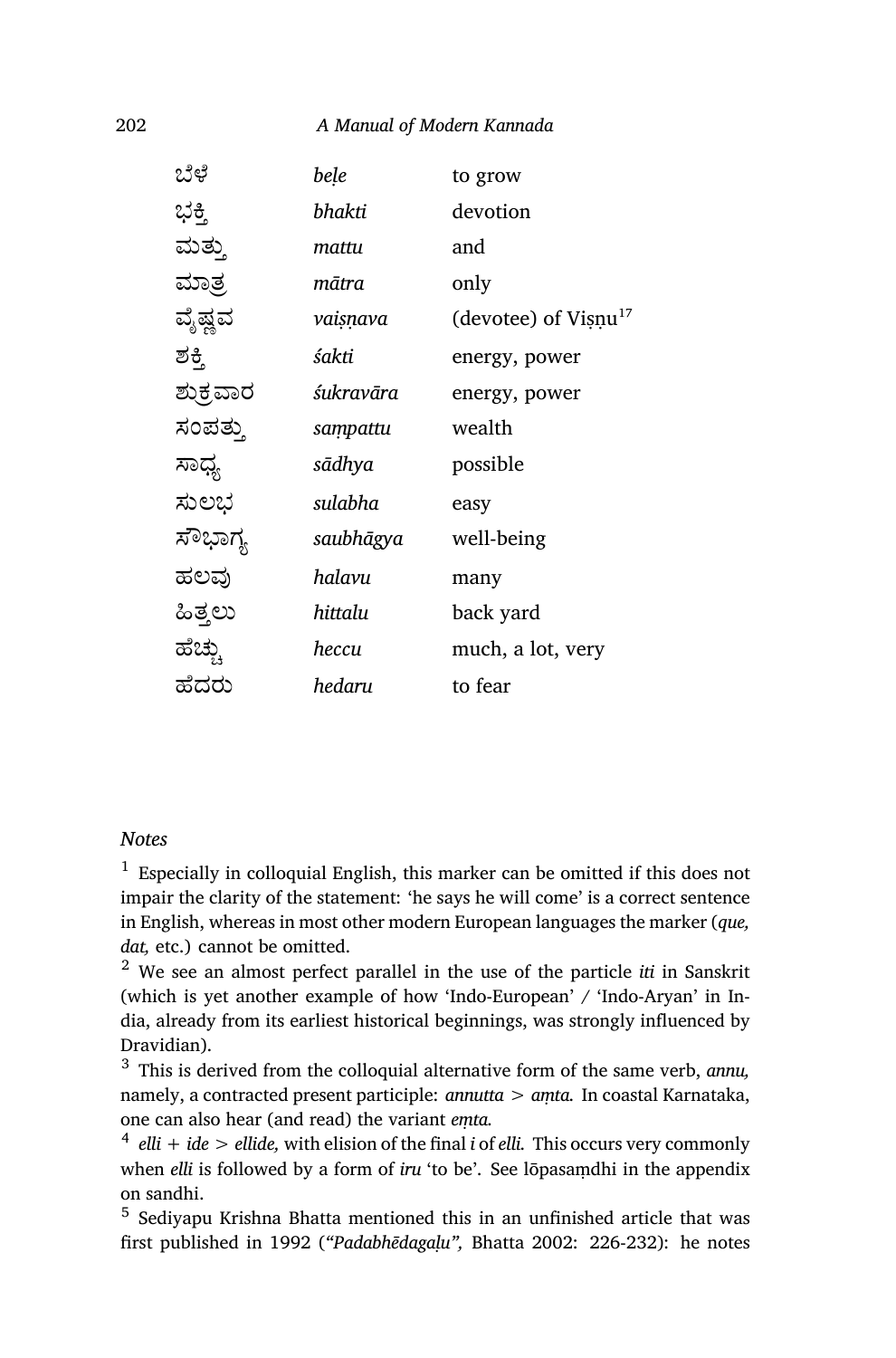| | | |
|---|---|---|
| ಬೆಳೆ | *beḷe* | to grow |
| ಭಕ್ತಿ | *bhakti* | devotion |
| ಮತ್ತು | *mattu* | and |
| ಮಾತ್ರ | *mātra* | only |
| ವೈಷ್ಣವ | *vaiṣṇava* | (devotee) of Viṣṇu[17] |
| ಶಕ್ತಿ | *śakti* | energy, power |
| ಶುಕ್ರವಾರ | *śukravāra* | energy, power |
| ಸಂಪತ್ತು | *saṃpattu* | wealth |
| ಸಾಧ್ಯ | *sādhya* | possible |
| ಸುಲಭ | *sulabha* | easy |
| ಸೌಭಾಗ್ಯ | *saubhāgya* | well-being |
| ಹಲವು | *halavu* | many |
| ಹಿತ್ತಲು | *hittalu* | back yard |
| ಹೆಚ್ಚು | *heccu* | much, a lot, very |
| ಹೆದರು | *hedaru* | to fear |

*Notes*

[1] Especially in colloquial English, this marker can be omitted if this does not impair the clarity of the statement: 'he says he will come' is a correct sentence in English, whereas in most other modern European languages the marker (*que, dat,* etc.) cannot be omitted.

[2] We see an almost perfect parallel in the use of the particle *iti* in Sanskrit (which is yet another example of how 'Indo-European' / 'Indo-Aryan' in India, already from its earliest historical beginnings, was strongly influenced by Dravidian).

[3] This is derived from the colloquial alternative form of the same verb, *annu,* namely, a contracted present participle: *annutta* > *aṃta.* In coastal Karnataka, one can also hear (and read) the variant *eṃta.*

[4] *elli* + *ide* > *ellide,* with elision of the final *i* of *elli.* This occurs very commonly when *elli* is followed by a form of *iru* 'to be'. See lōpasaṃdhi in the appendix on sandhi.

[5] Sediyapu Krishna Bhatta mentioned this in an unfinished article that was first published in 1992 (*"Padabhēdagaḷu",* Bhatta 2002: 226-232): he notes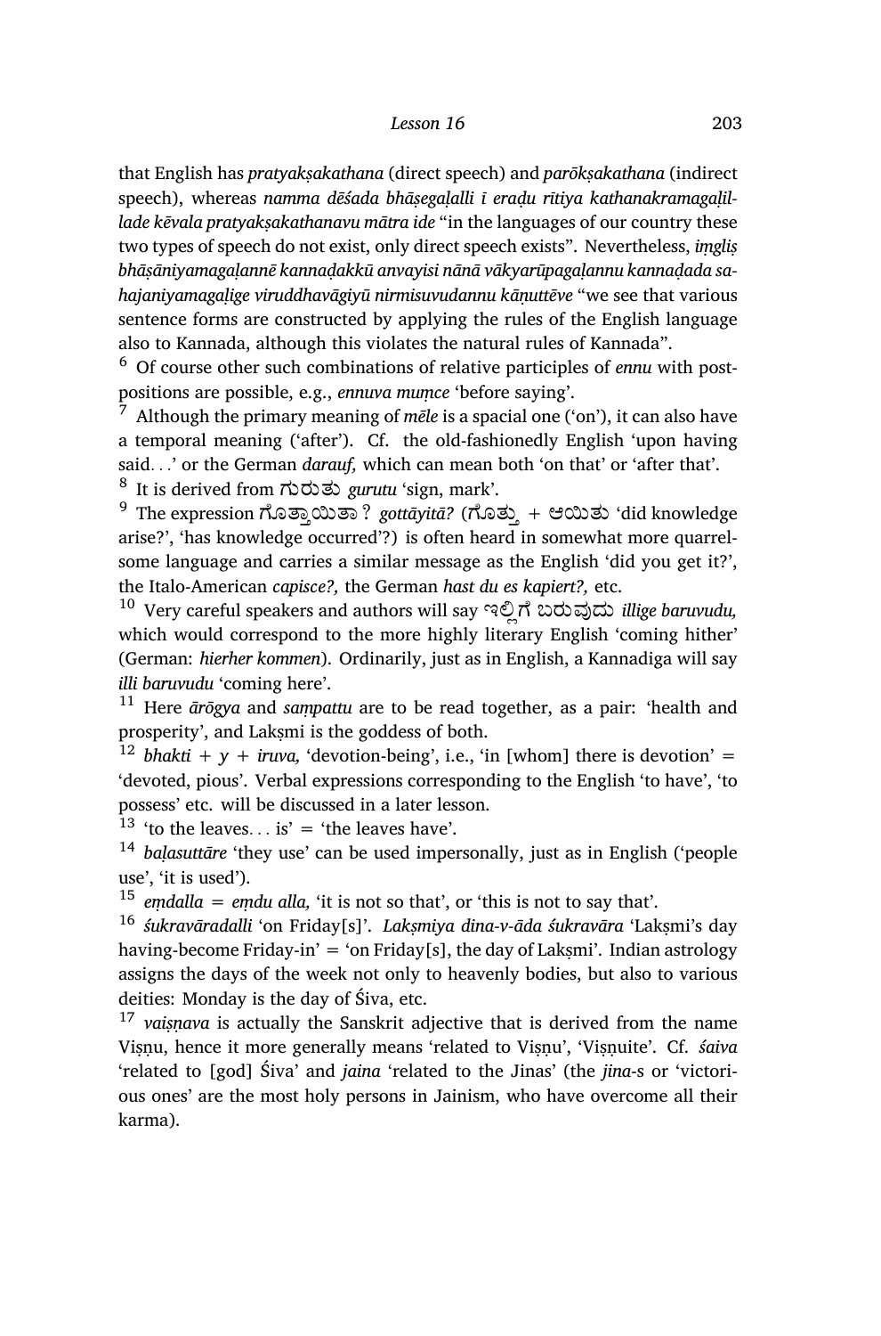that English has *pratyakṣakathana* (direct speech) and *parōkṣakathana* (indirect speech), whereas *namma dēśada bhāṣegaḷalli ī eraḍu rītiya kathanakramagaḷillade kēvala pratyakṣakathanavu mātra ide* "in the languages of our country these two types of speech do not exist, only direct speech exists". Nevertheless, *iṃgliṣ bhāṣāniyamagaḷannē kannaḍakkū anvayisi nānā vākyarūpagaḷannu kannaḍada sahajaniyamagaḷige viruddhavāgiyū nirmisuvudannu kāṇuttēve* "we see that various sentence forms are constructed by applying the rules of the English language also to Kannada, although this violates the natural rules of Kannada".

[6] Of course other such combinations of relative participles of *ennu* with postpositions are possible, e.g., *ennuva muṃce* 'before saying'.

[7] Although the primary meaning of *mēle* is a spacial one ('on'), it can also have a temporal meaning ('after'). Cf. the old-fashionedly English 'upon having said. . .' or the German *darauf,* which can mean both 'on that' or 'after that'.

[8] It is derived from ಗುರುತು *gurutu* 'sign, mark'.

[9] The expression ಗೊತ್ತಾಯಿತಾ ? *gottāyitā?* (ಗೊತ್ತು + ಆಯಿತು 'did knowledge arise?', 'has knowledge occurred'?) is often heard in somewhat more quarrelsome language and carries a similar message as the English 'did you get it?', the Italo-American *capisce?,* the German *hast du es kapiert?,* etc.

[10] Very careful speakers and authors will say ಇಲ್ಲಿಗೆ ಬರುವುದು *illige baruvudu,* which would correspond to the more highly literary English 'coming hither' (German: *hierher kommen*). Ordinarily, just as in English, a Kannadiga will say *illi baruvudu* 'coming here'.

[11] Here *ārōgya* and *saṃpattu* are to be read together, as a pair: 'health and prosperity', and Lakṣmi is the goddess of both.

[12] *bhakti + y + iruva,* 'devotion-being', i.e., 'in [whom] there is devotion' = 'devoted, pious'. Verbal expressions corresponding to the English 'to have', 'to possess' etc. will be discussed in a later lesson.

[13] 'to the leaves. . . is' = 'the leaves have'.

[14] *baḷasuttāre* 'they use' can be used impersonally, just as in English ('people use', 'it is used').

[15] *eṃdalla = eṃdu alla,* 'it is not so that', or 'this is not to say that'.

[16] *śukravāradalli* 'on Friday[s]'. *Lakṣmiya dina-v-āda śukravāra* 'Lakṣmi's day having-become Friday-in' = 'on Friday[s], the day of Lakṣmi'. Indian astrology assigns the days of the week not only to heavenly bodies, but also to various deities: Monday is the day of Śiva, etc.

[17] *vaiṣṇava* is actually the Sanskrit adjective that is derived from the name Viṣṇu, hence it more generally means 'related to Viṣṇu', 'Viṣṇuite'. Cf. *śaiva* 'related to [god] Śiva' and *jaina* 'related to the Jinas' (the *jina*-s or 'victorious ones' are the most holy persons in Jainism, who have overcome all their karma).